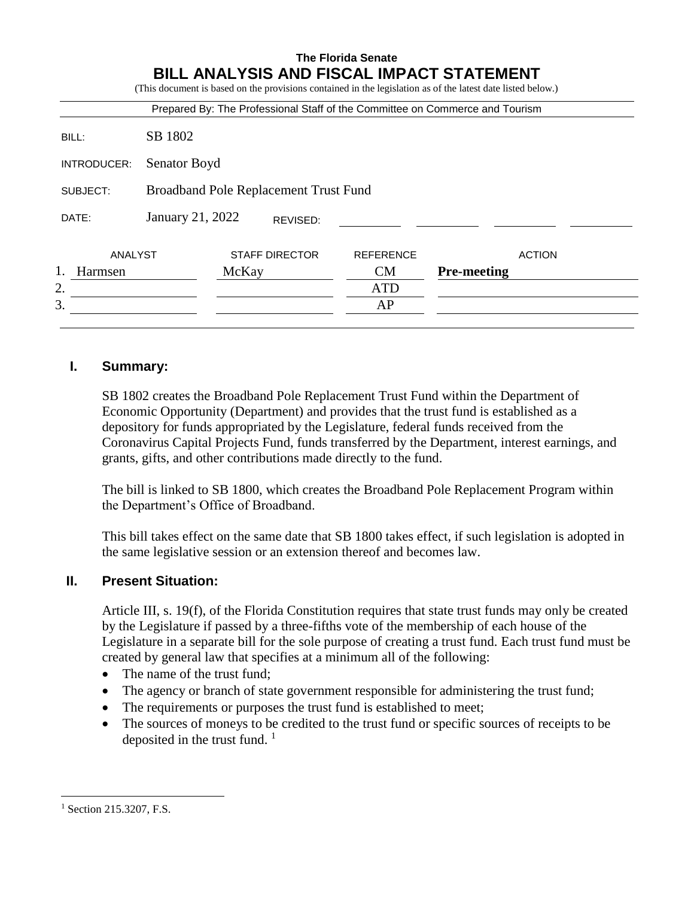**The Florida Senate**

# BILL ANALYSIS AND FISCAL IMPACT STATEMENT

(This document is based on the provisions contained in the legislation as of the latest date listed below.)

Prepared By: The Professional Staff of the Committee on Commerce and Tourism

| | |
|---|---|
| BILL: | SB 1802 |
| INTRODUCER: | Senator Boyd |
| SUBJECT: | Broadband Pole Replacement Trust Fund |
| DATE: | January 21, 2022 REVISED: |

| | ANALYST | STAFF DIRECTOR | REFERENCE | ACTION |
|---|---|---|---|---|
| 1. | Harmsen | McKay | CM | **Pre-meeting** |
| 2. | | | ATD | |
| 3. | | | AP | |

## I. Summary:

SB 1802 creates the Broadband Pole Replacement Trust Fund within the Department of Economic Opportunity (Department) and provides that the trust fund is established as a depository for funds appropriated by the Legislature, federal funds received from the Coronavirus Capital Projects Fund, funds transferred by the Department, interest earnings, and grants, gifts, and other contributions made directly to the fund.

The bill is linked to SB 1800, which creates the Broadband Pole Replacement Program within the Department's Office of Broadband.

This bill takes effect on the same date that SB 1800 takes effect, if such legislation is adopted in the same legislative session or an extension thereof and becomes law.

## II. Present Situation:

Article III, s. 19(f), of the Florida Constitution requires that state trust funds may only be created by the Legislature if passed by a three-fifths vote of the membership of each house of the Legislature in a separate bill for the sole purpose of creating a trust fund. Each trust fund must be created by general law that specifies at a minimum all of the following:

- The name of the trust fund;
- The agency or branch of state government responsible for administering the trust fund;
- The requirements or purposes the trust fund is established to meet;
- The sources of moneys to be credited to the trust fund or specific sources of receipts to be deposited in the trust fund. [1]

[1] Section 215.3207, F.S.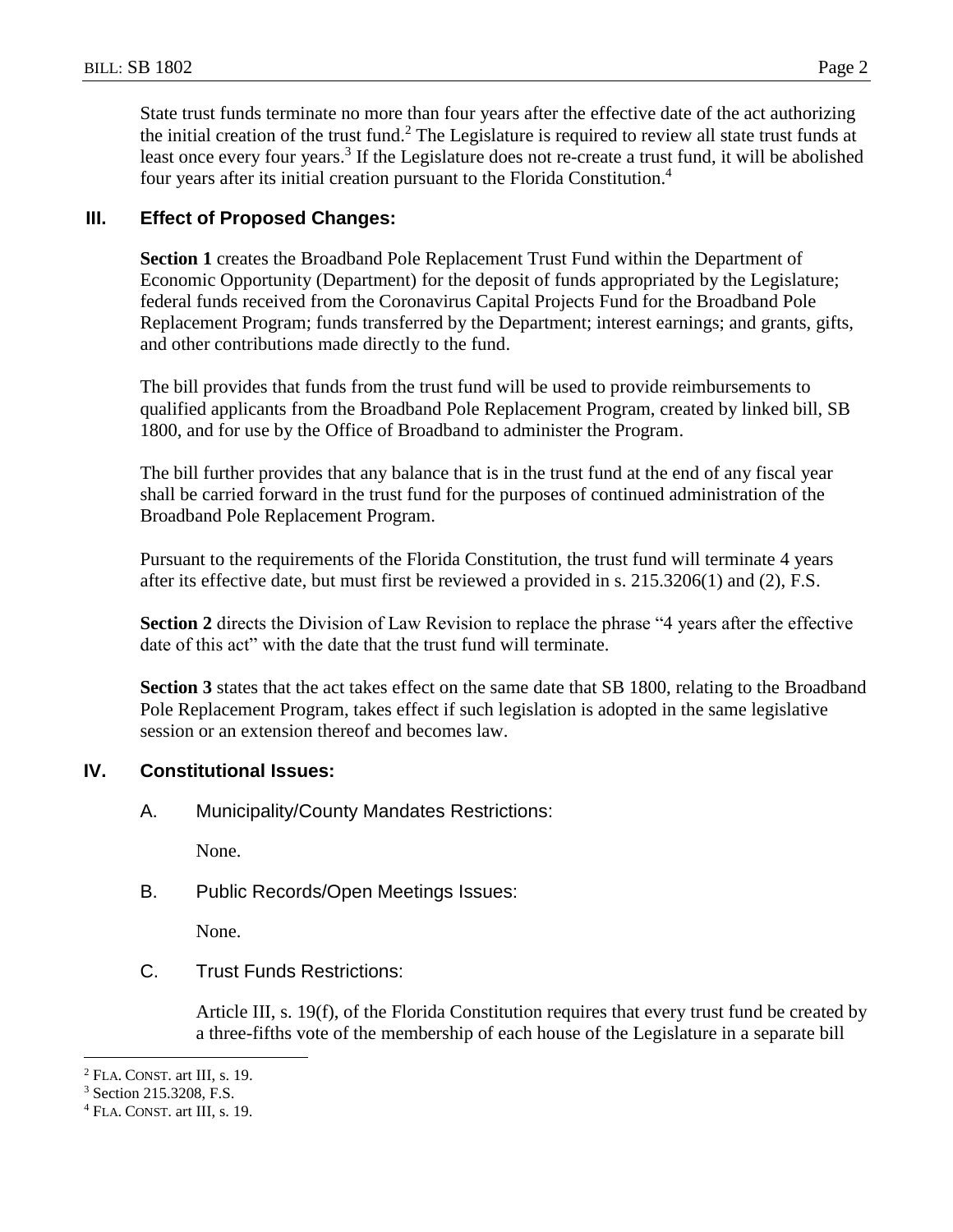State trust funds terminate no more than four years after the effective date of the act authorizing the initial creation of the trust fund.[2] The Legislature is required to review all state trust funds at least once every four years.[3] If the Legislature does not re-create a trust fund, it will be abolished four years after its initial creation pursuant to the Florida Constitution.[4]

## III. Effect of Proposed Changes:

**Section 1** creates the Broadband Pole Replacement Trust Fund within the Department of Economic Opportunity (Department) for the deposit of funds appropriated by the Legislature; federal funds received from the Coronavirus Capital Projects Fund for the Broadband Pole Replacement Program; funds transferred by the Department; interest earnings; and grants, gifts, and other contributions made directly to the fund.

The bill provides that funds from the trust fund will be used to provide reimbursements to qualified applicants from the Broadband Pole Replacement Program, created by linked bill, SB 1800, and for use by the Office of Broadband to administer the Program.

The bill further provides that any balance that is in the trust fund at the end of any fiscal year shall be carried forward in the trust fund for the purposes of continued administration of the Broadband Pole Replacement Program.

Pursuant to the requirements of the Florida Constitution, the trust fund will terminate 4 years after its effective date, but must first be reviewed a provided in s. 215.3206(1) and (2), F.S.

**Section 2** directs the Division of Law Revision to replace the phrase "4 years after the effective date of this act" with the date that the trust fund will terminate.

**Section 3** states that the act takes effect on the same date that SB 1800, relating to the Broadband Pole Replacement Program, takes effect if such legislation is adopted in the same legislative session or an extension thereof and becomes law.

## IV. Constitutional Issues:

### A. Municipality/County Mandates Restrictions:

None.

### B. Public Records/Open Meetings Issues:

None.

### C. Trust Funds Restrictions:

Article III, s. 19(f), of the Florida Constitution requires that every trust fund be created by a three-fifths vote of the membership of each house of the Legislature in a separate bill

---

[2] FLA. CONST. art III, s. 19.

[3] Section 215.3208, F.S.

[4] FLA. CONST. art III, s. 19.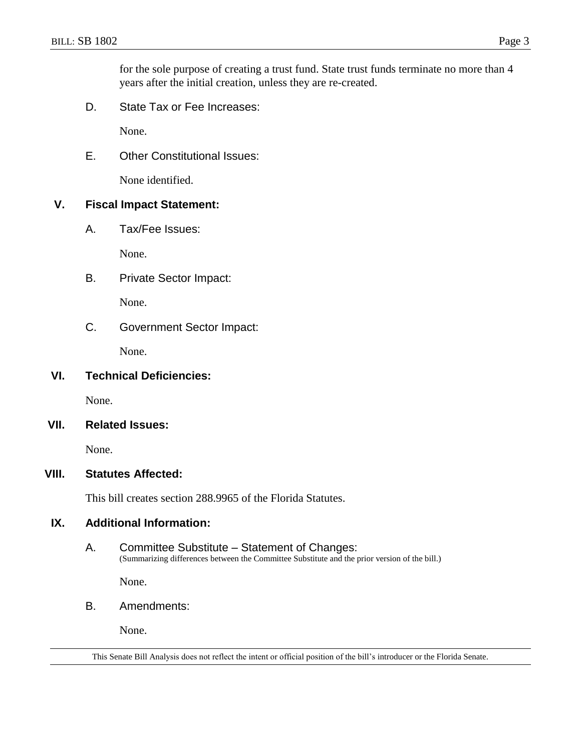for the sole purpose of creating a trust fund. State trust funds terminate no more than 4 years after the initial creation, unless they are re-created.

D. State Tax or Fee Increases:

None.

E. Other Constitutional Issues:

None identified.

## V. Fiscal Impact Statement:

A. Tax/Fee Issues:

None.

B. Private Sector Impact:

None.

C. Government Sector Impact:

None.

## VI. Technical Deficiencies:

None.

## VII. Related Issues:

None.

## VIII. Statutes Affected:

This bill creates section 288.9965 of the Florida Statutes.

## IX. Additional Information:

A. Committee Substitute – Statement of Changes:
(Summarizing differences between the Committee Substitute and the prior version of the bill.)

None.

B. Amendments:

None.

This Senate Bill Analysis does not reflect the intent or official position of the bill's introducer or the Florida Senate.